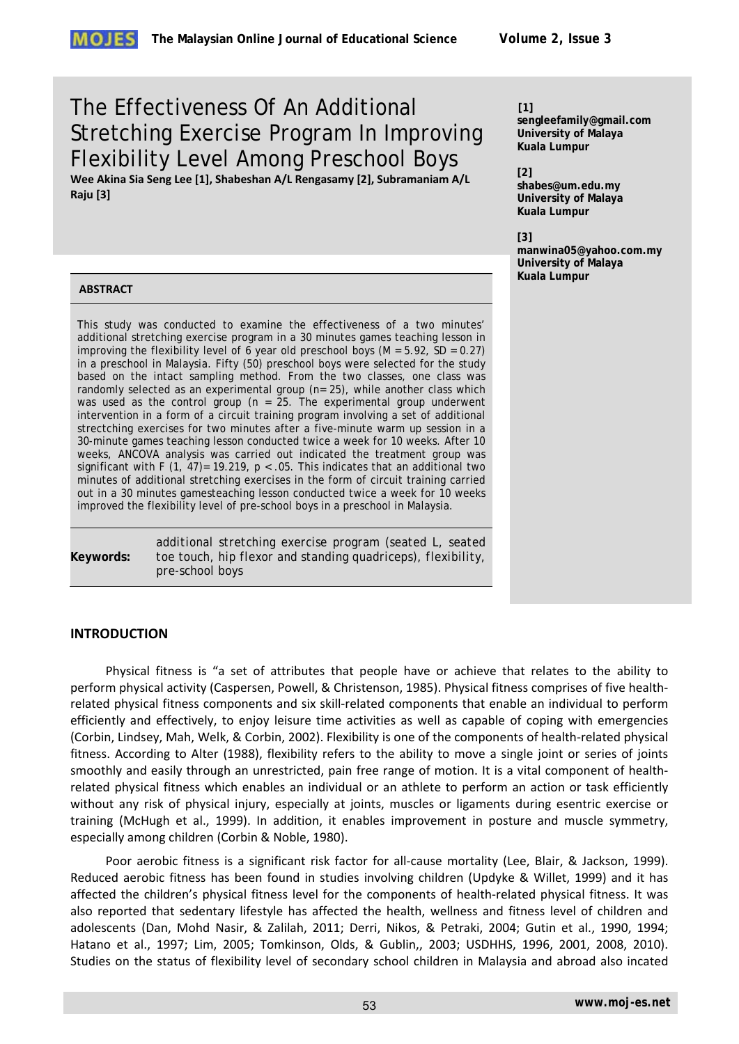# The Effectiveness Of An Additional Stretching Exercise Program In Improving Flexibility Level Among Preschool Boys

**Wee Akina Sia Seng Lee [1], Shabeshan A/L Rengasamy [2], Subramaniam A/L Raju [3]**

**[1]**
**sengleefamily@gmail.com**
**University of Malaya**
**Kuala Lumpur**

**[2]**
**shabes@um.edu.my**
**University of Malaya**
**Kuala Lumpur**

**[3]**
**manwina05@yahoo.com.my**
**University of Malaya**
**Kuala Lumpur**

## ABSTRACT

This study was conducted to examine the effectiveness of a two minutes' additional stretching exercise program in a 30 minutes games teaching lesson in improving the flexibility level of 6 year old preschool boys ($M = 5.92$, $SD = 0.27$) in a preschool in Malaysia. Fifty (50) preschool boys were selected for the study based on the intact sampling method. From the two classes, one class was randomly selected as an experimental group ($n = 25$), while another class which was used as the control group ($n = 25$. The experimental group underwent intervention in a form of a circuit training program involving a set of additional strectching exercises for two minutes after a five-minute warm up session in a 30-minute games teaching lesson conducted twice a week for 10 weeks. After 10 weeks, ANCOVA analysis was carried out indicated the treatment group was significant with $F(1, 47) = 19.219$, $p < .05$. This indicates that an additional two minutes of additional stretching exercises in the form of circuit training carried out in a 30 minutes gamesteaching lesson conducted twice a week for 10 weeks improved the flexibility level of pre-school boys in a preschool in Malaysia.

**Keywords:** additional stretching exercise program (seated L, seated toe touch, hip flexor and standing quadriceps), flexibility, pre-school boys

## INTRODUCTION

Physical fitness is "a set of attributes that people have or achieve that relates to the ability to perform physical activity (Caspersen, Powell, & Christenson, 1985). Physical fitness comprises of five health-related physical fitness components and six skill-related components that enable an individual to perform efficiently and effectively, to enjoy leisure time activities as well as capable of coping with emergencies (Corbin, Lindsey, Mah, Welk, & Corbin, 2002). Flexibility is one of the components of health-related physical fitness. According to Alter (1988), flexibility refers to the ability to move a single joint or series of joints smoothly and easily through an unrestricted, pain free range of motion. It is a vital component of health-related physical fitness which enables an individual or an athlete to perform an action or task efficiently without any risk of physical injury, especially at joints, muscles or ligaments during esentric exercise or training (McHugh et al., 1999). In addition, it enables improvement in posture and muscle symmetry, especially among children (Corbin & Noble, 1980).

Poor aerobic fitness is a significant risk factor for all-cause mortality (Lee, Blair, & Jackson, 1999). Reduced aerobic fitness has been found in studies involving children (Updyke & Willet, 1999) and it has affected the children's physical fitness level for the components of health-related physical fitness. It was also reported that sedentary lifestyle has affected the health, wellness and fitness level of children and adolescents (Dan, Mohd Nasir, & Zalilah, 2011; Derri, Nikos, & Petraki, 2004; Gutin et al., 1990, 1994; Hatano et al., 1997; Lim, 2005; Tomkinson, Olds, & Gublin,, 2003; USDHHS, 1996, 2001, 2008, 2010). Studies on the status of flexibility level of secondary school children in Malaysia and abroad also incated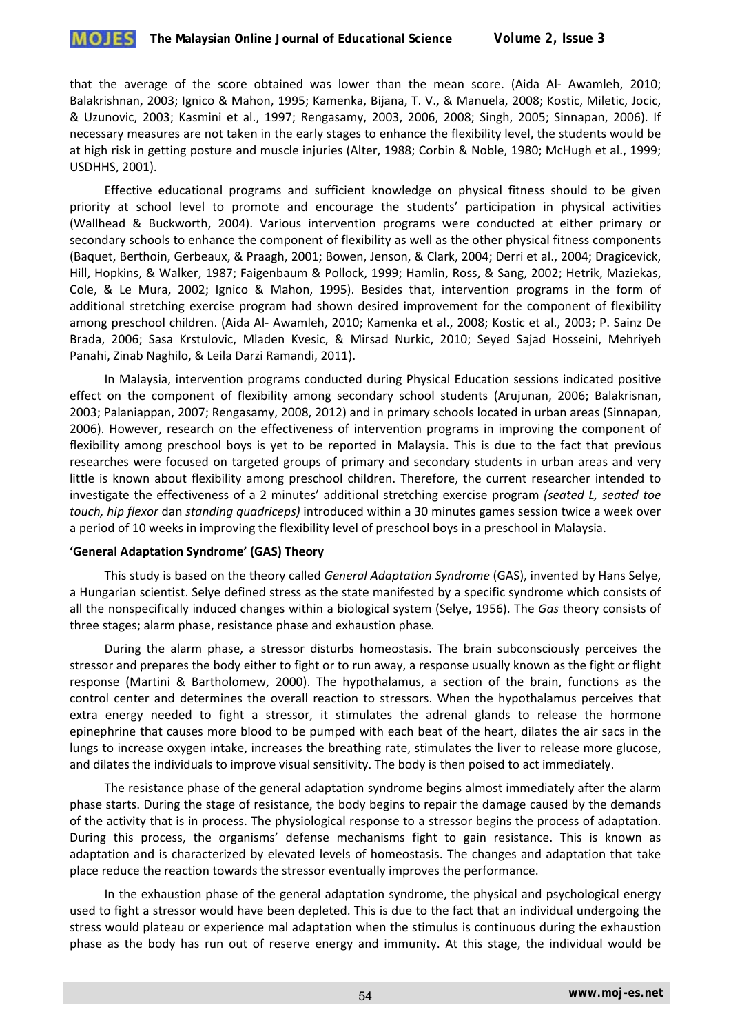that the average of the score obtained was lower than the mean score. (Aida Al- Awamleh, 2010; Balakrishnan, 2003; Ignico & Mahon, 1995; Kamenka, Bijana, T. V., & Manuela, 2008; Kostic, Miletic, Jocic, & Uzunovic, 2003; Kasmini et al., 1997; Rengasamy, 2003, 2006, 2008; Singh, 2005; Sinnapan, 2006). If necessary measures are not taken in the early stages to enhance the flexibility level, the students would be at high risk in getting posture and muscle injuries (Alter, 1988; Corbin & Noble, 1980; McHugh et al., 1999; USDHHS, 2001).

Effective educational programs and sufficient knowledge on physical fitness should to be given priority at school level to promote and encourage the students' participation in physical activities (Wallhead & Buckworth, 2004). Various intervention programs were conducted at either primary or secondary schools to enhance the component of flexibility as well as the other physical fitness components (Baquet, Berthoin, Gerbeaux, & Praagh, 2001; Bowen, Jenson, & Clark, 2004; Derri et al., 2004; Dragicevick, Hill, Hopkins, & Walker, 1987; Faigenbaum & Pollock, 1999; Hamlin, Ross, & Sang, 2002; Hetrik, Maziekas, Cole, & Le Mura, 2002; Ignico & Mahon, 1995). Besides that, intervention programs in the form of additional stretching exercise program had shown desired improvement for the component of flexibility among preschool children. (Aida Al- Awamleh, 2010; Kamenka et al., 2008; Kostic et al., 2003; P. Sainz De Brada, 2006; Sasa Krstulovic, Mladen Kvesic, & Mirsad Nurkic, 2010; Seyed Sajad Hosseini, Mehriyeh Panahi, Zinab Naghilo, & Leila Darzi Ramandi, 2011).

In Malaysia, intervention programs conducted during Physical Education sessions indicated positive effect on the component of flexibility among secondary school students (Arujunan, 2006; Balakrisnan, 2003; Palaniappan, 2007; Rengasamy, 2008, 2012) and in primary schools located in urban areas (Sinnapan, 2006). However, research on the effectiveness of intervention programs in improving the component of flexibility among preschool boys is yet to be reported in Malaysia. This is due to the fact that previous researches were focused on targeted groups of primary and secondary students in urban areas and very little is known about flexibility among preschool children. Therefore, the current researcher intended to investigate the effectiveness of a 2 minutes' additional stretching exercise program *(seated L, seated toe touch, hip flexor* dan *standing quadriceps)* introduced within a 30 minutes games session twice a week over a period of 10 weeks in improving the flexibility level of preschool boys in a preschool in Malaysia.

**'General Adaptation Syndrome' (GAS) Theory**

This study is based on the theory called *General Adaptation Syndrome* (GAS), invented by Hans Selye, a Hungarian scientist. Selye defined stress as the state manifested by a specific syndrome which consists of all the nonspecifically induced changes within a biological system (Selye, 1956). The *Gas* theory consists of three stages; alarm phase, resistance phase and exhaustion phase*.*

During the alarm phase, a stressor disturbs homeostasis. The brain subconsciously perceives the stressor and prepares the body either to fight or to run away, a response usually known as the fight or flight response (Martini & Bartholomew, 2000). The hypothalamus, a section of the brain, functions as the control center and determines the overall reaction to stressors. When the hypothalamus perceives that extra energy needed to fight a stressor, it stimulates the adrenal glands to release the hormone epinephrine that causes more blood to be pumped with each beat of the heart, dilates the air sacs in the lungs to increase oxygen intake, increases the breathing rate, stimulates the liver to release more glucose, and dilates the individuals to improve visual sensitivity. The body is then poised to act immediately.

The resistance phase of the general adaptation syndrome begins almost immediately after the alarm phase starts. During the stage of resistance, the body begins to repair the damage caused by the demands of the activity that is in process. The physiological response to a stressor begins the process of adaptation. During this process, the organisms' defense mechanisms fight to gain resistance. This is known as adaptation and is characterized by elevated levels of homeostasis. The changes and adaptation that take place reduce the reaction towards the stressor eventually improves the performance.

In the exhaustion phase of the general adaptation syndrome, the physical and psychological energy used to fight a stressor would have been depleted. This is due to the fact that an individual undergoing the stress would plateau or experience mal adaptation when the stimulus is continuous during the exhaustion phase as the body has run out of reserve energy and immunity. At this stage, the individual would be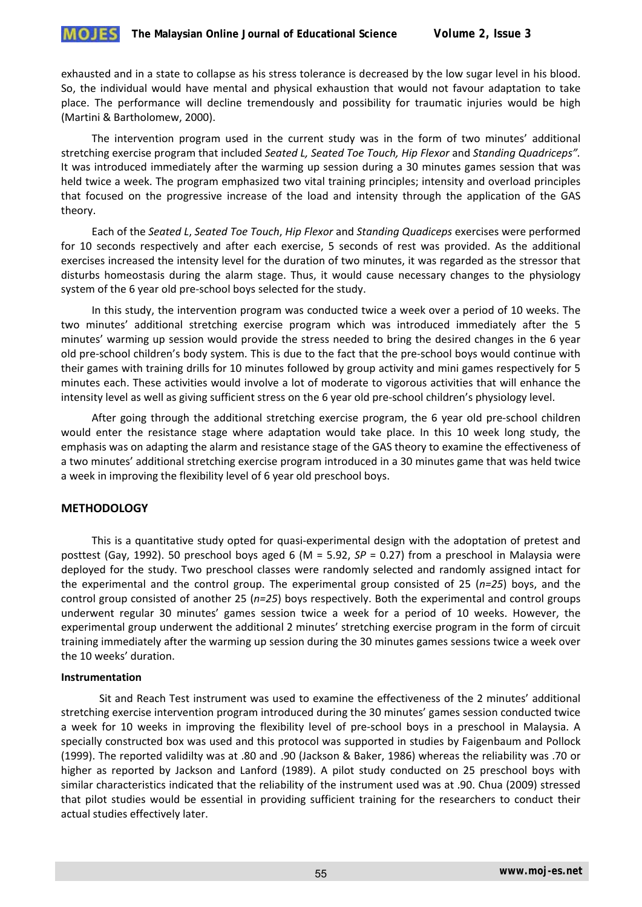exhausted and in a state to collapse as his stress tolerance is decreased by the low sugar level in his blood. So, the individual would have mental and physical exhaustion that would not favour adaptation to take place. The performance will decline tremendously and possibility for traumatic injuries would be high (Martini & Bartholomew, 2000).

The intervention program used in the current study was in the form of two minutes' additional stretching exercise program that included *Seated L, Seated Toe Touch, Hip Flexor* and *Standing Quadriceps"*. It was introduced immediately after the warming up session during a 30 minutes games session that was held twice a week. The program emphasized two vital training principles; intensity and overload principles that focused on the progressive increase of the load and intensity through the application of the GAS theory.

Each of the *Seated L*, *Seated Toe Touch*, *Hip Flexor* and *Standing Quadiceps* exercises were performed for 10 seconds respectively and after each exercise, 5 seconds of rest was provided. As the additional exercises increased the intensity level for the duration of two minutes, it was regarded as the stressor that disturbs homeostasis during the alarm stage. Thus, it would cause necessary changes to the physiology system of the 6 year old pre-school boys selected for the study.

In this study, the intervention program was conducted twice a week over a period of 10 weeks. The two minutes' additional stretching exercise program which was introduced immediately after the 5 minutes' warming up session would provide the stress needed to bring the desired changes in the 6 year old pre-school children's body system. This is due to the fact that the pre-school boys would continue with their games with training drills for 10 minutes followed by group activity and mini games respectively for 5 minutes each. These activities would involve a lot of moderate to vigorous activities that will enhance the intensity level as well as giving sufficient stress on the 6 year old pre-school children's physiology level.

After going through the additional stretching exercise program, the 6 year old pre-school children would enter the resistance stage where adaptation would take place. In this 10 week long study, the emphasis was on adapting the alarm and resistance stage of the GAS theory to examine the effectiveness of a two minutes' additional stretching exercise program introduced in a 30 minutes game that was held twice a week in improving the flexibility level of 6 year old preschool boys.

## METHODOLOGY

This is a quantitative study opted for quasi-experimental design with the adoption of pretest and posttest (Gay, 1992). 50 preschool boys aged 6 (M = 5.92, *SP* = 0.27) from a preschool in Malaysia were deployed for the study. Two preschool classes were randomly selected and randomly assigned intact for the experimental and the control group. The experimental group consisted of 25 (*n=25*) boys, and the control group consisted of another 25 (*n=25*) boys respectively. Both the experimental and control groups underwent regular 30 minutes' games session twice a week for a period of 10 weeks. However, the experimental group underwent the additional 2 minutes' stretching exercise program in the form of circuit training immediately after the warming up session during the 30 minutes games sessions twice a week over the 10 weeks' duration.

### Instrumentation

Sit and Reach Test instrument was used to examine the effectiveness of the 2 minutes' additional stretching exercise intervention program introduced during the 30 minutes' games session conducted twice a week for 10 weeks in improving the flexibility level of pre-school boys in a preschool in Malaysia. A specially constructed box was used and this protocol was supported in studies by Faigenbaum and Pollock (1999). The reported validilty was at .80 and .90 (Jackson & Baker, 1986) whereas the reliability was .70 or higher as reported by Jackson and Lanford (1989). A pilot study conducted on 25 preschool boys with similar characteristics indicated that the reliability of the instrument used was at .90. Chua (2009) stressed that pilot studies would be essential in providing sufficient training for the researchers to conduct their actual studies effectively later.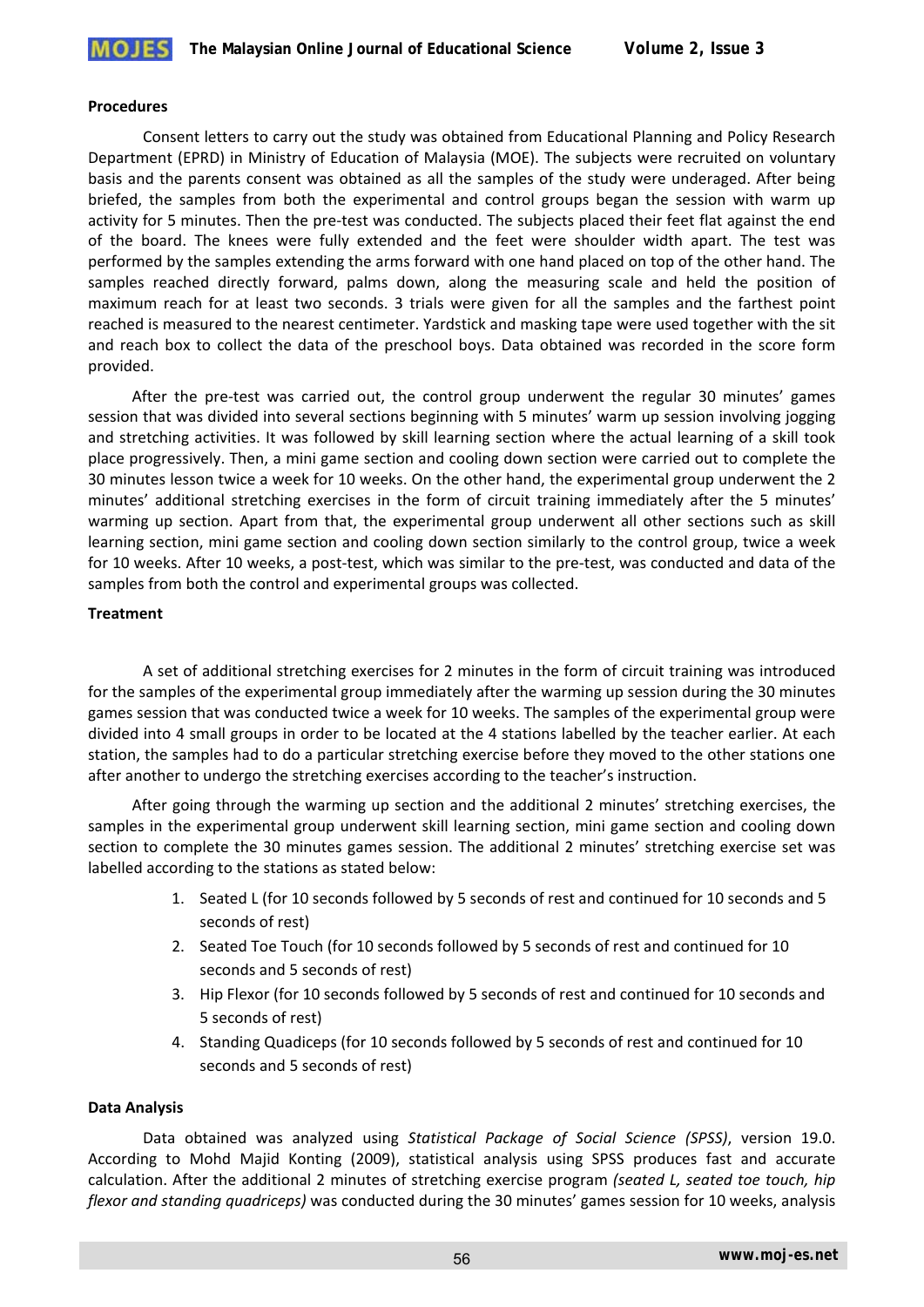**Procedures**

Consent letters to carry out the study was obtained from Educational Planning and Policy Research Department (EPRD) in Ministry of Education of Malaysia (MOE). The subjects were recruited on voluntary basis and the parents consent was obtained as all the samples of the study were underaged. After being briefed, the samples from both the experimental and control groups began the session with warm up activity for 5 minutes. Then the pre-test was conducted. The subjects placed their feet flat against the end of the board. The knees were fully extended and the feet were shoulder width apart. The test was performed by the samples extending the arms forward with one hand placed on top of the other hand. The samples reached directly forward, palms down, along the measuring scale and held the position of maximum reach for at least two seconds. 3 trials were given for all the samples and the farthest point reached is measured to the nearest centimeter. Yardstick and masking tape were used together with the sit and reach box to collect the data of the preschool boys. Data obtained was recorded in the score form provided.

After the pre-test was carried out, the control group underwent the regular 30 minutes' games session that was divided into several sections beginning with 5 minutes' warm up session involving jogging and stretching activities. It was followed by skill learning section where the actual learning of a skill took place progressively. Then, a mini game section and cooling down section were carried out to complete the 30 minutes lesson twice a week for 10 weeks. On the other hand, the experimental group underwent the 2 minutes' additional stretching exercises in the form of circuit training immediately after the 5 minutes' warming up section. Apart from that, the experimental group underwent all other sections such as skill learning section, mini game section and cooling down section similarly to the control group, twice a week for 10 weeks. After 10 weeks, a post-test, which was similar to the pre-test, was conducted and data of the samples from both the control and experimental groups was collected.

**Treatment**

A set of additional stretching exercises for 2 minutes in the form of circuit training was introduced for the samples of the experimental group immediately after the warming up session during the 30 minutes games session that was conducted twice a week for 10 weeks. The samples of the experimental group were divided into 4 small groups in order to be located at the 4 stations labelled by the teacher earlier. At each station, the samples had to do a particular stretching exercise before they moved to the other stations one after another to undergo the stretching exercises according to the teacher's instruction.

After going through the warming up section and the additional 2 minutes' stretching exercises, the samples in the experimental group underwent skill learning section, mini game section and cooling down section to complete the 30 minutes games session. The additional 2 minutes' stretching exercise set was labelled according to the stations as stated below:

1. Seated L (for 10 seconds followed by 5 seconds of rest and continued for 10 seconds and 5 seconds of rest)
2. Seated Toe Touch (for 10 seconds followed by 5 seconds of rest and continued for 10 seconds and 5 seconds of rest)
3. Hip Flexor (for 10 seconds followed by 5 seconds of rest and continued for 10 seconds and 5 seconds of rest)
4. Standing Quadiceps (for 10 seconds followed by 5 seconds of rest and continued for 10 seconds and 5 seconds of rest)

**Data Analysis**

Data obtained was analyzed using *Statistical Package of Social Science (SPSS)*, version 19.0. According to Mohd Majid Konting (2009), statistical analysis using SPSS produces fast and accurate calculation. After the additional 2 minutes of stretching exercise program *(seated L, seated toe touch, hip flexor and standing quadriceps)* was conducted during the 30 minutes' games session for 10 weeks, analysis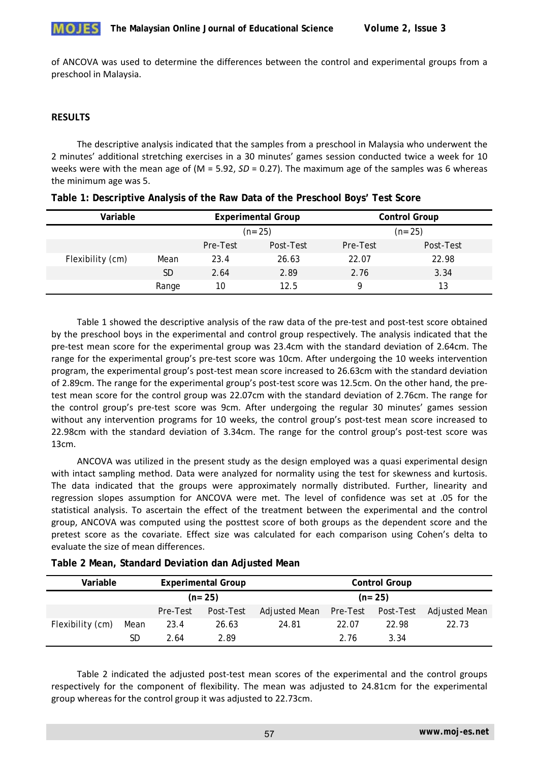of ANCOVA was used to determine the differences between the control and experimental groups from a preschool in Malaysia.

## RESULTS

The descriptive analysis indicated that the samples from a preschool in Malaysia who underwent the 2 minutes' additional stretching exercises in a 30 minutes' games session conducted twice a week for 10 weeks were with the mean age of (M = 5.92, *SD* = 0.27). The maximum age of the samples was 6 whereas the minimum age was 5.

**Table 1: Descriptive Analysis of the Raw Data of the Preschool Boys' Test Score**

| Variable | | Experimental Group | | Control Group | |
|---|---|---|---|---|---|
| | | (n=25) | | (n=25) | |
| | | Pre-Test | Post-Test | Pre-Test | Post-Test |
| Flexibility (cm) | Mean | 23.4 | 26.63 | 22.07 | 22.98 |
| | SD | 2.64 | 2.89 | 2.76 | 3.34 |
| | Range | 10 | 12.5 | 9 | 13 |

Table 1 showed the descriptive analysis of the raw data of the pre-test and post-test score obtained by the preschool boys in the experimental and control group respectively. The analysis indicated that the pre-test mean score for the experimental group was 23.4cm with the standard deviation of 2.64cm. The range for the experimental group's pre-test score was 10cm. After undergoing the 10 weeks intervention program, the experimental group's post-test mean score increased to 26.63cm with the standard deviation of 2.89cm. The range for the experimental group's post-test score was 12.5cm. On the other hand, the pre-test mean score for the control group was 22.07cm with the standard deviation of 2.76cm. The range for the control group's pre-test score was 9cm. After undergoing the regular 30 minutes' games session without any intervention programs for 10 weeks, the control group's post-test mean score increased to 22.98cm with the standard deviation of 3.34cm. The range for the control group's post-test score was 13cm.

ANCOVA was utilized in the present study as the design employed was a quasi experimental design with intact sampling method. Data were analyzed for normality using the test for skewness and kurtosis. The data indicated that the groups were approximately normally distributed. Further, linearity and regression slopes assumption for ANCOVA were met. The level of confidence was set at .05 for the statistical analysis. To ascertain the effect of the treatment between the experimental and the control group, ANCOVA was computed using the posttest score of both groups as the dependent score and the pretest score as the covariate. Effect size was calculated for each comparison using Cohen's delta to evaluate the size of mean differences.

**Table 2 Mean, Standard Deviation dan Adjusted Mean**

| Variable | | Experimental Group | | | Control Group | | |
|---|---|---|---|---|---|---|---|
| | | (n= 25) | | | (n= 25) | | |
| | | Pre-Test | Post-Test | Adjusted Mean | Pre-Test | Post-Test | Adjusted Mean |
| Flexibility (cm) | Mean | 23.4 | 26.63 | 24.81 | 22.07 | 22.98 | 22.73 |
| | SD | 2.64 | 2.89 | | 2.76 | 3.34 | |

Table 2 indicated the adjusted post-test mean scores of the experimental and the control groups respectively for the component of flexibility. The mean was adjusted to 24.81cm for the experimental group whereas for the control group it was adjusted to 22.73cm.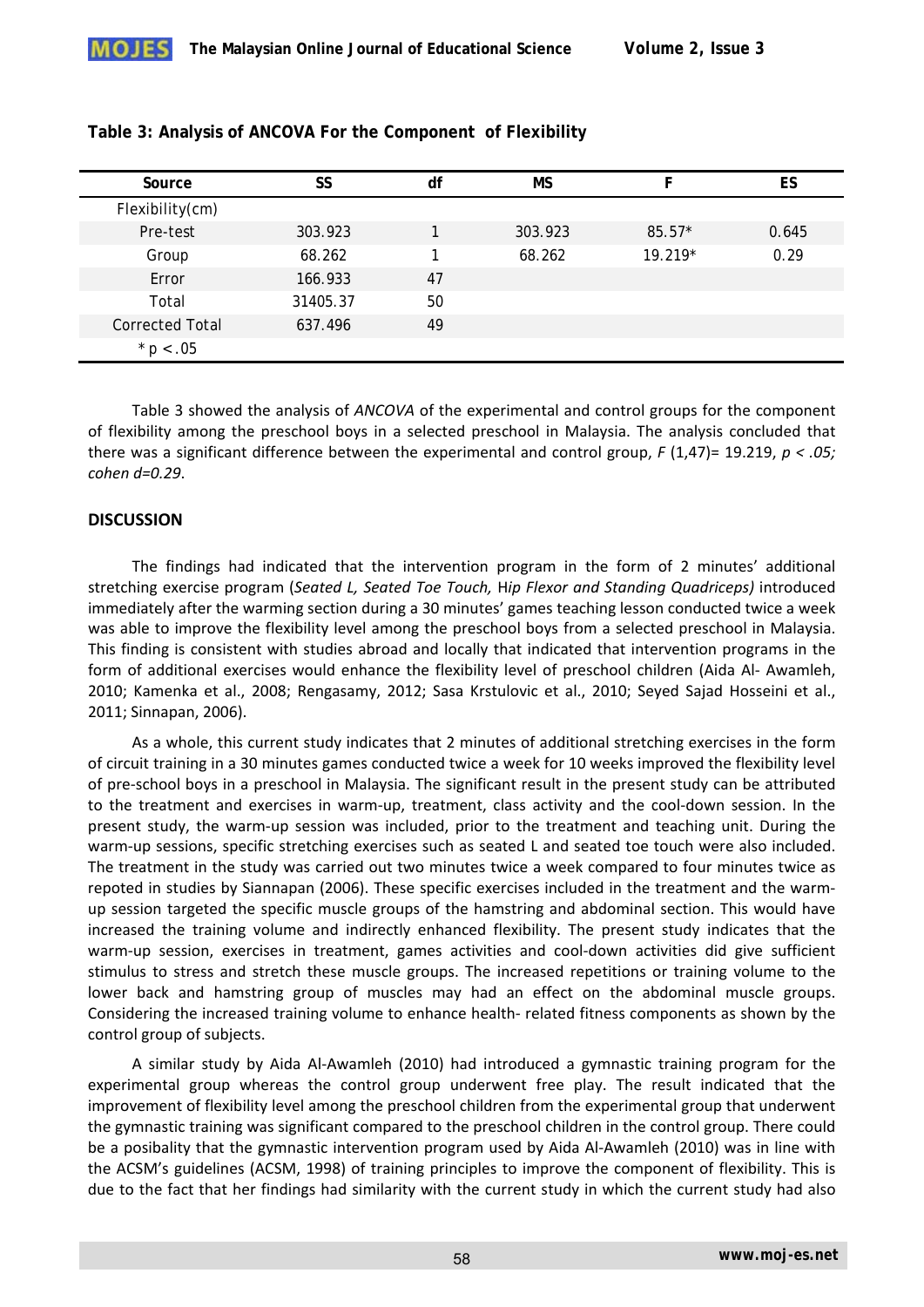**Table 3: Analysis of ANCOVA For the Component of Flexibility**

| Source | SS | df | MS | F | ES |
|---|---|---|---|---|---|
| Flexibility(cm) | | | | | |
| Pre-test | 303.923 | 1 | 303.923 | 85.57* | 0.645 |
| Group | 68.262 | 1 | 68.262 | 19.219* | 0.29 |
| Error | 166.933 | 47 | | | |
| Total | 31405.37 | 50 | | | |
| Corrected Total | 637.496 | 49 | | | |
| * $p < .05$ | | | | | |

Table 3 showed the analysis of *ANCOVA* of the experimental and control groups for the component of flexibility among the preschool boys in a selected preschool in Malaysia. The analysis concluded that there was a significant difference between the experimental and control group, $F(1,47) = 19.219$, $p < .05$; *cohen d=0.29*.

## DISCUSSION

The findings had indicated that the intervention program in the form of 2 minutes' additional stretching exercise program (*Seated L, Seated Toe Touch,* H*ip Flexor and Standing Quadriceps)* introduced immediately after the warming section during a 30 minutes' games teaching lesson conducted twice a week was able to improve the flexibility level among the preschool boys from a selected preschool in Malaysia. This finding is consistent with studies abroad and locally that indicated that intervention programs in the form of additional exercises would enhance the flexibility level of preschool children (Aida Al- Awamleh, 2010; Kamenka et al., 2008; Rengasamy, 2012; Sasa Krstulovic et al., 2010; Seyed Sajad Hosseini et al., 2011; Sinnapan, 2006).

As a whole, this current study indicates that 2 minutes of additional stretching exercises in the form of circuit training in a 30 minutes games conducted twice a week for 10 weeks improved the flexibility level of pre-school boys in a preschool in Malaysia. The significant result in the present study can be attributed to the treatment and exercises in warm-up, treatment, class activity and the cool-down session. In the present study, the warm-up session was included, prior to the treatment and teaching unit. During the warm-up sessions, specific stretching exercises such as seated L and seated toe touch were also included. The treatment in the study was carried out two minutes twice a week compared to four minutes twice as repoted in studies by Siannapan (2006). These specific exercises included in the treatment and the warm-up session targeted the specific muscle groups of the hamstring and abdominal section. This would have increased the training volume and indirectly enhanced flexibility. The present study indicates that the warm-up session, exercises in treatment, games activities and cool-down activities did give sufficient stimulus to stress and stretch these muscle groups. The increased repetitions or training volume to the lower back and hamstring group of muscles may had an effect on the abdominal muscle groups. Considering the increased training volume to enhance health- related fitness components as shown by the control group of subjects.

A similar study by Aida Al-Awamleh (2010) had introduced a gymnastic training program for the experimental group whereas the control group underwent free play. The result indicated that the improvement of flexibility level among the preschool children from the experimental group that underwent the gymnastic training was significant compared to the preschool children in the control group. There could be a posibality that the gymnastic intervention program used by Aida Al-Awamleh (2010) was in line with the ACSM's guidelines (ACSM, 1998) of training principles to improve the component of flexibility. This is due to the fact that her findings had similarity with the current study in which the current study had also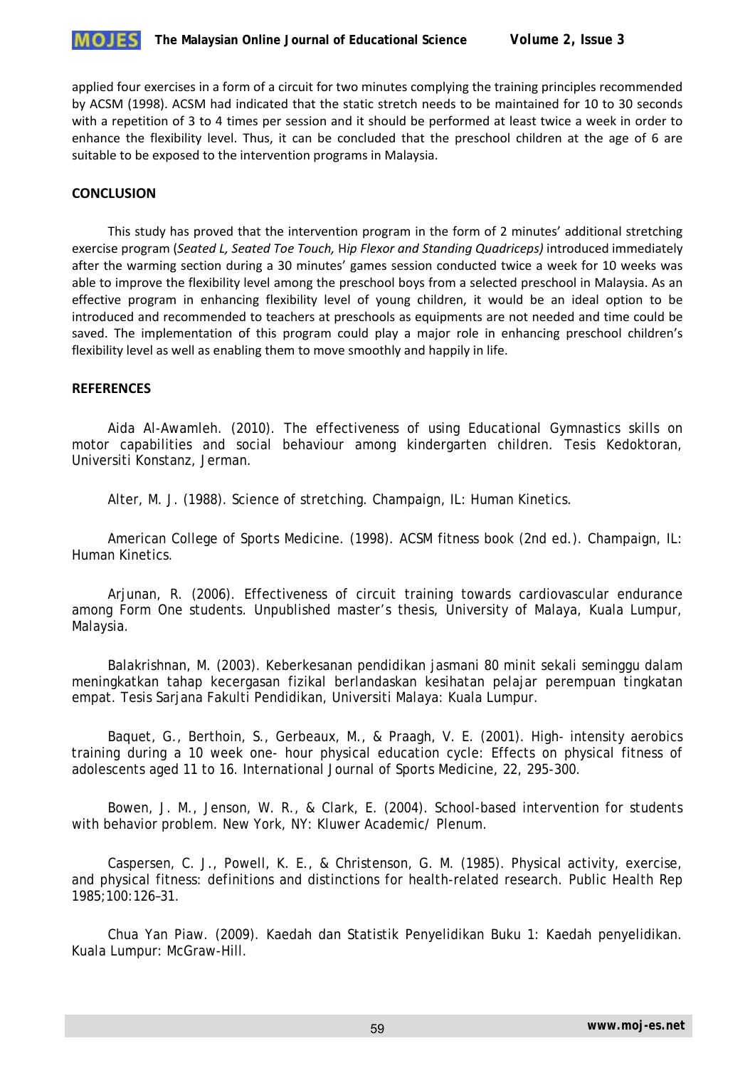applied four exercises in a form of a circuit for two minutes complying the training principles recommended by ACSM (1998). ACSM had indicated that the static stretch needs to be maintained for 10 to 30 seconds with a repetition of 3 to 4 times per session and it should be performed at least twice a week in order to enhance the flexibility level. Thus, it can be concluded that the preschool children at the age of 6 are suitable to be exposed to the intervention programs in Malaysia.

## CONCLUSION

This study has proved that the intervention program in the form of 2 minutes' additional stretching exercise program (*Seated L, Seated Toe Touch,* H*ip Flexor and Standing Quadriceps)* introduced immediately after the warming section during a 30 minutes' games session conducted twice a week for 10 weeks was able to improve the flexibility level among the preschool boys from a selected preschool in Malaysia. As an effective program in enhancing flexibility level of young children, it would be an ideal option to be introduced and recommended to teachers at preschools as equipments are not needed and time could be saved. The implementation of this program could play a major role in enhancing preschool children's flexibility level as well as enabling them to move smoothly and happily in life.

## REFERENCES

Aida Al-Awamleh. (2010). The effectiveness of using Educational Gymnastics skills on motor capabilities and social behaviour among kindergarten children. Tesis Kedoktoran, Universiti Konstanz, Jerman.

Alter, M. J. (1988). Science of stretching. Champaign, IL: Human Kinetics.

American College of Sports Medicine. (1998). ACSM fitness book (2nd ed.). Champaign, IL: Human Kinetics.

Arjunan, R. (2006). Effectiveness of circuit training towards cardiovascular endurance among Form One students. Unpublished master's thesis, University of Malaya, Kuala Lumpur, Malaysia.

Balakrishnan, M. (2003). Keberkesanan pendidikan jasmani 80 minit sekali seminggu dalam meningkatkan tahap kecergasan fizikal berlandaskan kesihatan pelajar perempuan tingkatan empat. Tesis Sarjana Fakulti Pendidikan, Universiti Malaya: Kuala Lumpur.

Baquet, G., Berthoin, S., Gerbeaux, M., & Praagh, V. E. (2001). High- intensity aerobics training during a 10 week one- hour physical education cycle: Effects on physical fitness of adolescents aged 11 to 16. International Journal of Sports Medicine, 22, 295-300.

Bowen, J. M., Jenson, W. R., & Clark, E. (2004). School-based intervention for students with behavior problem. New York, NY: Kluwer Academic/ Plenum.

Caspersen, C. J., Powell, K. E., & Christenson, G. M. (1985). Physical activity, exercise, and physical fitness: definitions and distinctions for health-related research. Public Health Rep 1985;100:126–31.

Chua Yan Piaw. (2009). Kaedah dan Statistik Penyelidikan Buku 1: Kaedah penyelidikan. Kuala Lumpur: McGraw-Hill.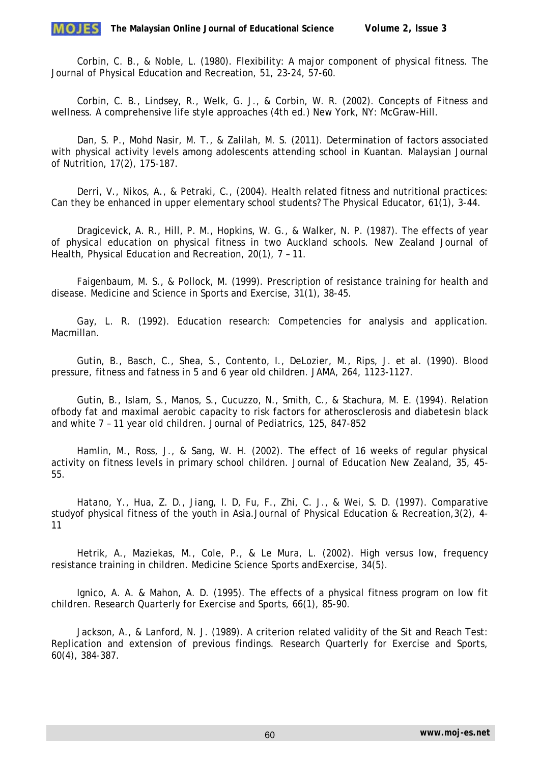Corbin, C. B., & Noble, L. (1980). Flexibility: A major component of physical fitness. The Journal of Physical Education and Recreation, 51, 23-24, 57-60.

Corbin, C. B., Lindsey, R., Welk, G. J., & Corbin, W. R. (2002). Concepts of Fitness and wellness. A comprehensive life style approaches (4th ed.) New York, NY: McGraw-Hill.

Dan, S. P., Mohd Nasir, M. T., & Zalilah, M. S. (2011). Determination of factors associated with physical activity levels among adolescents attending school in Kuantan. Malaysian Journal of Nutrition, 17(2), 175-187.

Derri, V., Nikos, A., & Petraki, C., (2004). Health related fitness and nutritional practices: Can they be enhanced in upper elementary school students? The Physical Educator, 61(1), 3-44.

Dragicevick, A. R., Hill, P. M., Hopkins, W. G., & Walker, N. P. (1987). The effects of year of physical education on physical fitness in two Auckland schools. New Zealand Journal of Health, Physical Education and Recreation, 20(1), 7 – 11.

Faigenbaum, M. S., & Pollock, M. (1999). Prescription of resistance training for health and disease. Medicine and Science in Sports and Exercise, 31(1), 38-45.

Gay, L. R. (1992). Education research: Competencies for analysis and application. Macmillan.

Gutin, B., Basch, C., Shea, S., Contento, I., DeLozier, M., Rips, J. et al. (1990). Blood pressure, fitness and fatness in 5 and 6 year old children. JAMA, 264, 1123-1127.

Gutin, B., Islam, S., Manos, S., Cucuzzo, N., Smith, C., & Stachura, M. E. (1994). Relation ofbody fat and maximal aerobic capacity to risk factors for atherosclerosis and diabetesin black and white 7 – 11 year old children. Journal of Pediatrics, 125, 847-852

Hamlin, M., Ross, J., & Sang, W. H. (2002). The effect of 16 weeks of regular physical activity on fitness levels in primary school children. Journal of Education New Zealand, 35, 45-55.

Hatano, Y., Hua, Z. D., Jiang, I. D, Fu, F., Zhi, C. J., & Wei, S. D. (1997). Comparative studyof physical fitness of the youth in Asia.Journal of Physical Education & Recreation,3(2), 4-11

Hetrik, A., Maziekas, M., Cole, P., & Le Mura, L. (2002). High versus low, frequency resistance training in children. Medicine Science Sports andExercise, 34(5).

Ignico, A. A. & Mahon, A. D. (1995). The effects of a physical fitness program on low fit children. Research Quarterly for Exercise and Sports, 66(1), 85-90.

Jackson, A., & Lanford, N. J. (1989). A criterion related validity of the Sit and Reach Test: Replication and extension of previous findings. Research Quarterly for Exercise and Sports, 60(4), 384-387.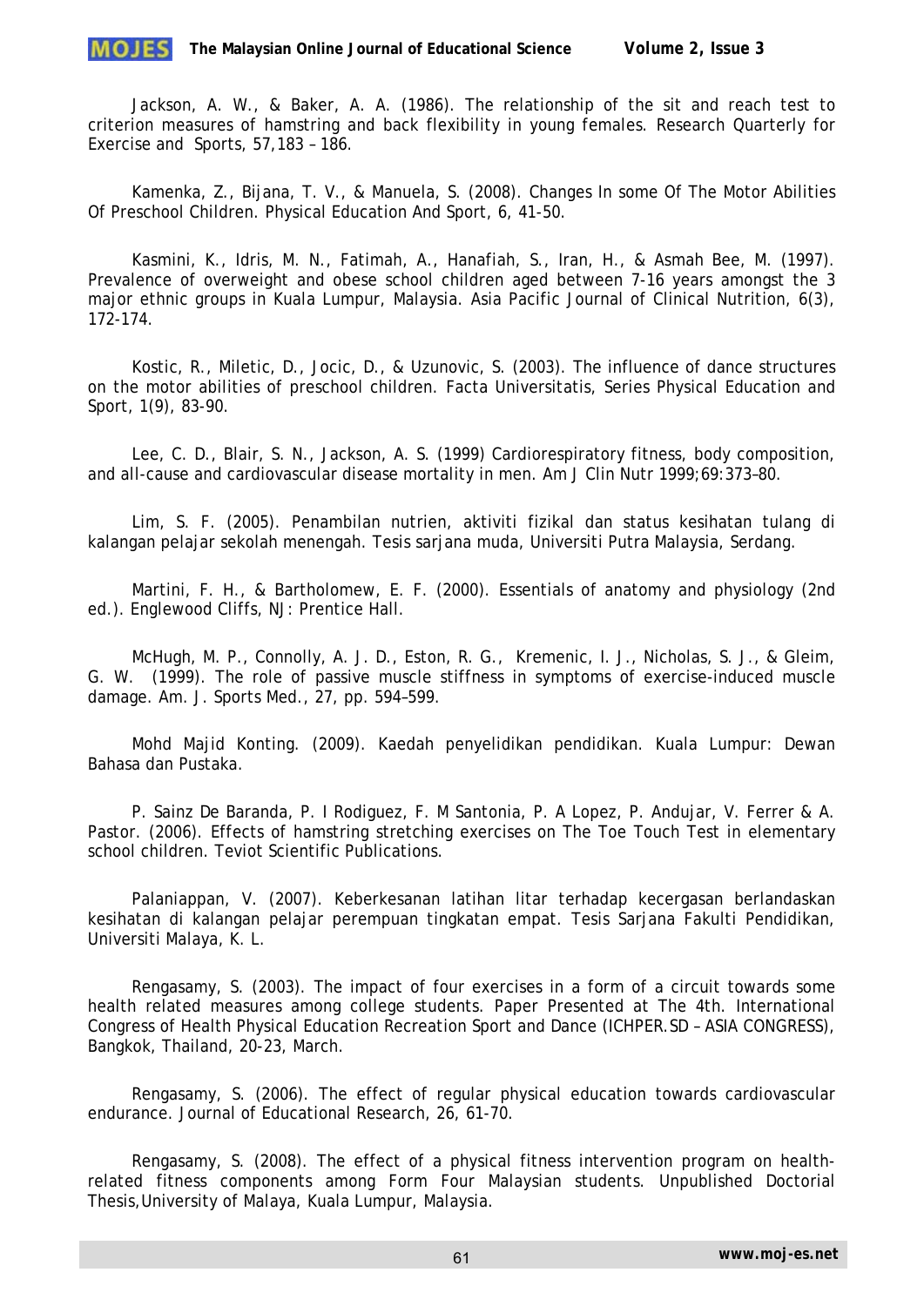Jackson, A. W., & Baker, A. A. (1986). The relationship of the sit and reach test to criterion measures of hamstring and back flexibility in young females. Research Quarterly for Exercise and Sports, 57,183 – 186.

Kamenka, Z., Bijana, T. V., & Manuela, S. (2008). Changes In some Of The Motor Abilities Of Preschool Children. Physical Education And Sport, 6, 41-50.

Kasmini, K., Idris, M. N., Fatimah, A., Hanafiah, S., Iran, H., & Asmah Bee, M. (1997). Prevalence of overweight and obese school children aged between 7-16 years amongst the 3 major ethnic groups in Kuala Lumpur, Malaysia. Asia Pacific Journal of Clinical Nutrition, 6(3), 172-174.

Kostic, R., Miletic, D., Jocic, D., & Uzunovic, S. (2003). The influence of dance structures on the motor abilities of preschool children. Facta Universitatis, Series Physical Education and Sport, 1(9), 83-90.

Lee, C. D., Blair, S. N., Jackson, A. S. (1999) Cardiorespiratory fitness, body composition, and all-cause and cardiovascular disease mortality in men. Am J Clin Nutr 1999;69:373–80.

Lim, S. F. (2005). Penambilan nutrien, aktiviti fizikal dan status kesihatan tulang di kalangan pelajar sekolah menengah. Tesis sarjana muda, Universiti Putra Malaysia, Serdang.

Martini, F. H., & Bartholomew, E. F. (2000). Essentials of anatomy and physiology (2nd ed.). Englewood Cliffs, NJ: Prentice Hall.

McHugh, M. P., Connolly, A. J. D., Eston, R. G., Kremenic, I. J., Nicholas, S. J., & Gleim, G. W. (1999). The role of passive muscle stiffness in symptoms of exercise-induced muscle damage. Am. J. Sports Med., 27, pp. 594–599.

Mohd Majid Konting. (2009). Kaedah penyelidikan pendidikan. Kuala Lumpur: Dewan Bahasa dan Pustaka.

P. Sainz De Baranda, P. I Rodiguez, F. M Santonia, P. A Lopez, P. Andujar, V. Ferrer & A. Pastor. (2006). Effects of hamstring stretching exercises on The Toe Touch Test in elementary school children. Teviot Scientific Publications.

Palaniappan, V. (2007). Keberkesanan latihan litar terhadap kecergasan berlandaskan kesihatan di kalangan pelajar perempuan tingkatan empat. Tesis Sarjana Fakulti Pendidikan, Universiti Malaya, K. L.

Rengasamy, S. (2003). The impact of four exercises in a form of a circuit towards some health related measures among college students. Paper Presented at The 4th. International Congress of Health Physical Education Recreation Sport and Dance (ICHPER.SD – ASIA CONGRESS), Bangkok, Thailand, 20-23, March.

Rengasamy, S. (2006). The effect of regular physical education towards cardiovascular endurance. Journal of Educational Research, 26, 61-70.

Rengasamy, S. (2008). The effect of a physical fitness intervention program on health-related fitness components among Form Four Malaysian students. Unpublished Doctorial Thesis,University of Malaya, Kuala Lumpur, Malaysia.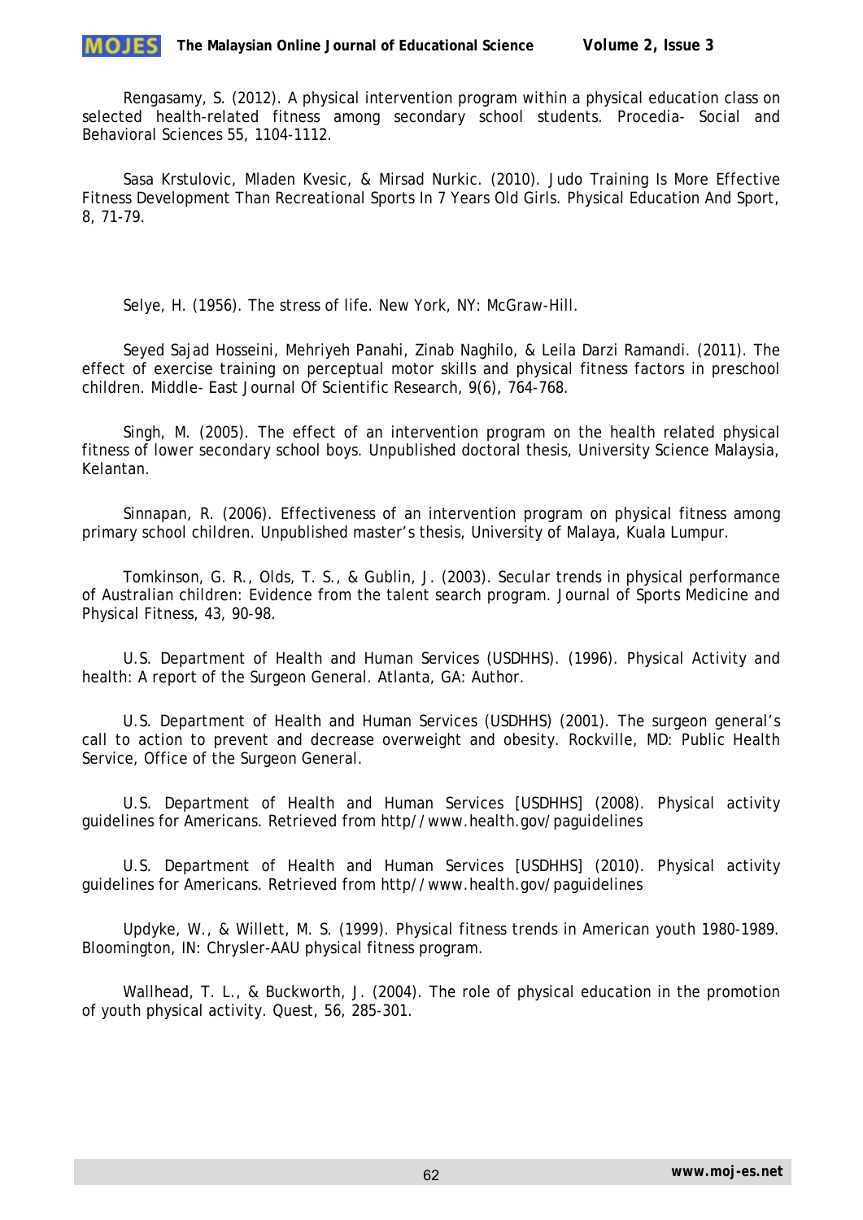Rengasamy, S. (2012). A physical intervention program within a physical education class on selected health-related fitness among secondary school students. Procedia- Social and Behavioral Sciences 55, 1104-1112.

Sasa Krstulovic, Mladen Kvesic, & Mirsad Nurkic. (2010). Judo Training Is More Effective Fitness Development Than Recreational Sports In 7 Years Old Girls. Physical Education And Sport, 8, 71-79.

Selye, H. (1956). The stress of life. New York, NY: McGraw-Hill.

Seyed Sajad Hosseini, Mehriyeh Panahi, Zinab Naghilo, & Leila Darzi Ramandi. (2011). The effect of exercise training on perceptual motor skills and physical fitness factors in preschool children. Middle- East Journal Of Scientific Research, 9(6), 764-768.

Singh, M. (2005). The effect of an intervention program on the health related physical fitness of lower secondary school boys. Unpublished doctoral thesis, University Science Malaysia, Kelantan.

Sinnapan, R. (2006). Effectiveness of an intervention program on physical fitness among primary school children. Unpublished master's thesis, University of Malaya, Kuala Lumpur.

Tomkinson, G. R., Olds, T. S., & Gublin, J. (2003). Secular trends in physical performance of Australian children: Evidence from the talent search program. Journal of Sports Medicine and Physical Fitness, 43, 90-98.

U.S. Department of Health and Human Services (USDHHS). (1996). Physical Activity and health: A report of the Surgeon General. Atlanta, GA: Author.

U.S. Department of Health and Human Services (USDHHS) (2001). The surgeon general's call to action to prevent and decrease overweight and obesity. Rockville, MD: Public Health Service, Office of the Surgeon General.

U.S. Department of Health and Human Services [USDHHS] (2008). Physical activity guidelines for Americans. Retrieved from http//www.health.gov/paguidelines

U.S. Department of Health and Human Services [USDHHS] (2010). Physical activity guidelines for Americans. Retrieved from http//www.health.gov/paguidelines

Updyke, W., & Willett, M. S. (1999). Physical fitness trends in American youth 1980-1989. Bloomington, IN: Chrysler-AAU physical fitness program.

Wallhead, T. L., & Buckworth, J. (2004). The role of physical education in the promotion of youth physical activity. Quest, 56, 285-301.